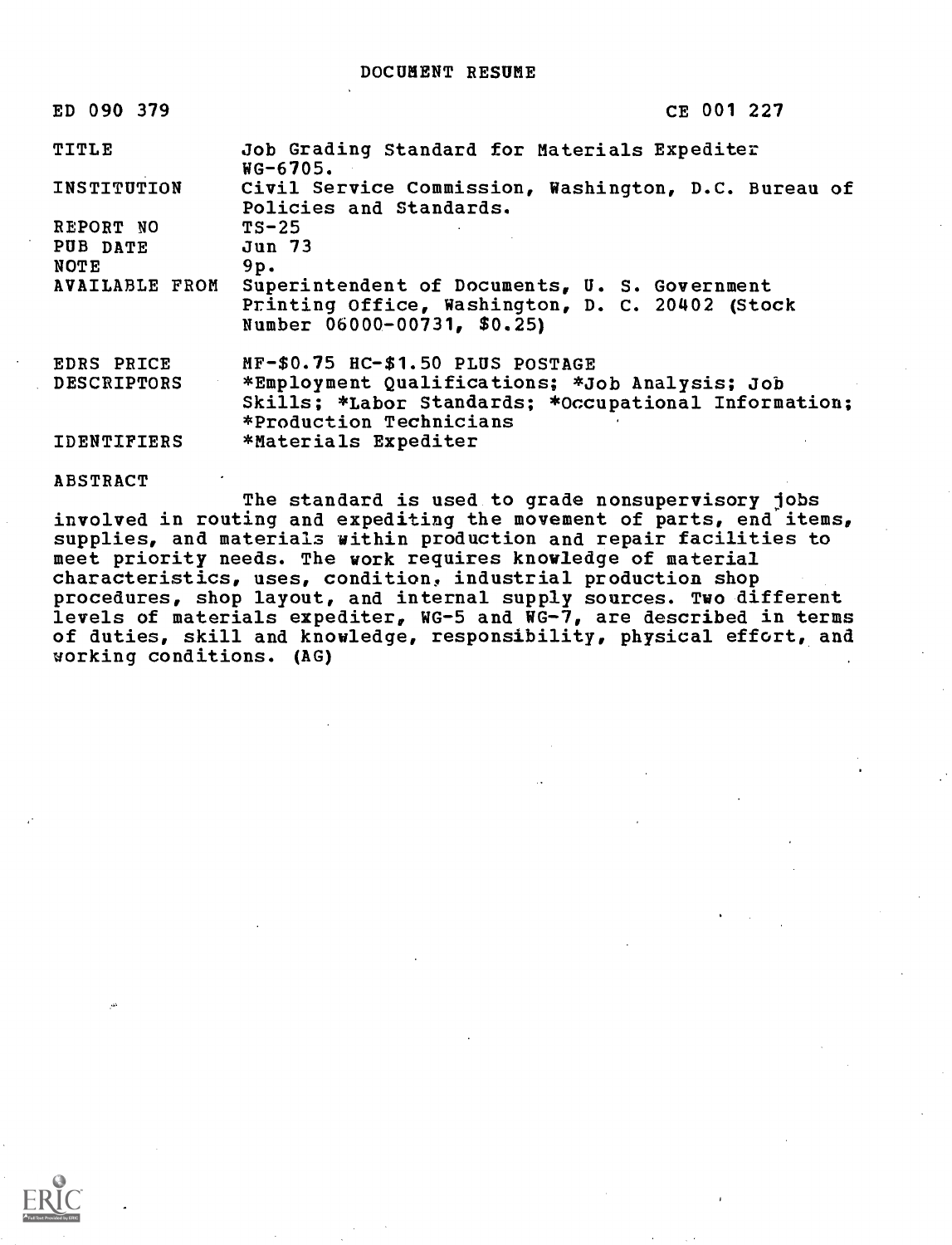DOCUMENT RESUME

| ED 090 379 | CE 001 227 |
|---|---|
| TITLE | Job Grading Standard for Materials Expediter WG-6705. |
| INSTITUTION | Civil Service Commission, Washington, D.C. Bureau of Policies and Standards. |
| REPORT NO | TS-25 |
| PUB DATE | Jun 73 |
| NOTE | 9p. |
| AVAILABLE FROM | Superintendent of Documents, U. S. Government Printing Office, Washington, D. C. 20402 (Stock Number 06000-00731, $0.25) |
| EDRS PRICE | MF-$0.75 HC-$1.50 PLUS POSTAGE |
| DESCRIPTORS | *Employment Qualifications; *Job Analysis; Job Skills; *Labor Standards; *Occupational Information; *Production Technicians |
| IDENTIFIERS | *Materials Expediter |

ABSTRACT

The standard is used to grade nonsupervisory jobs involved in routing and expediting the movement of parts, end items, supplies, and materials within production and repair facilities to meet priority needs. The work requires knowledge of material characteristics, uses, condition, industrial production shop procedures, shop layout, and internal supply sources. Two different levels of materials expediter, WG-5 and WG-7, are described in terms of duties, skill and knowledge, responsibility, physical effort, and working conditions. (AG)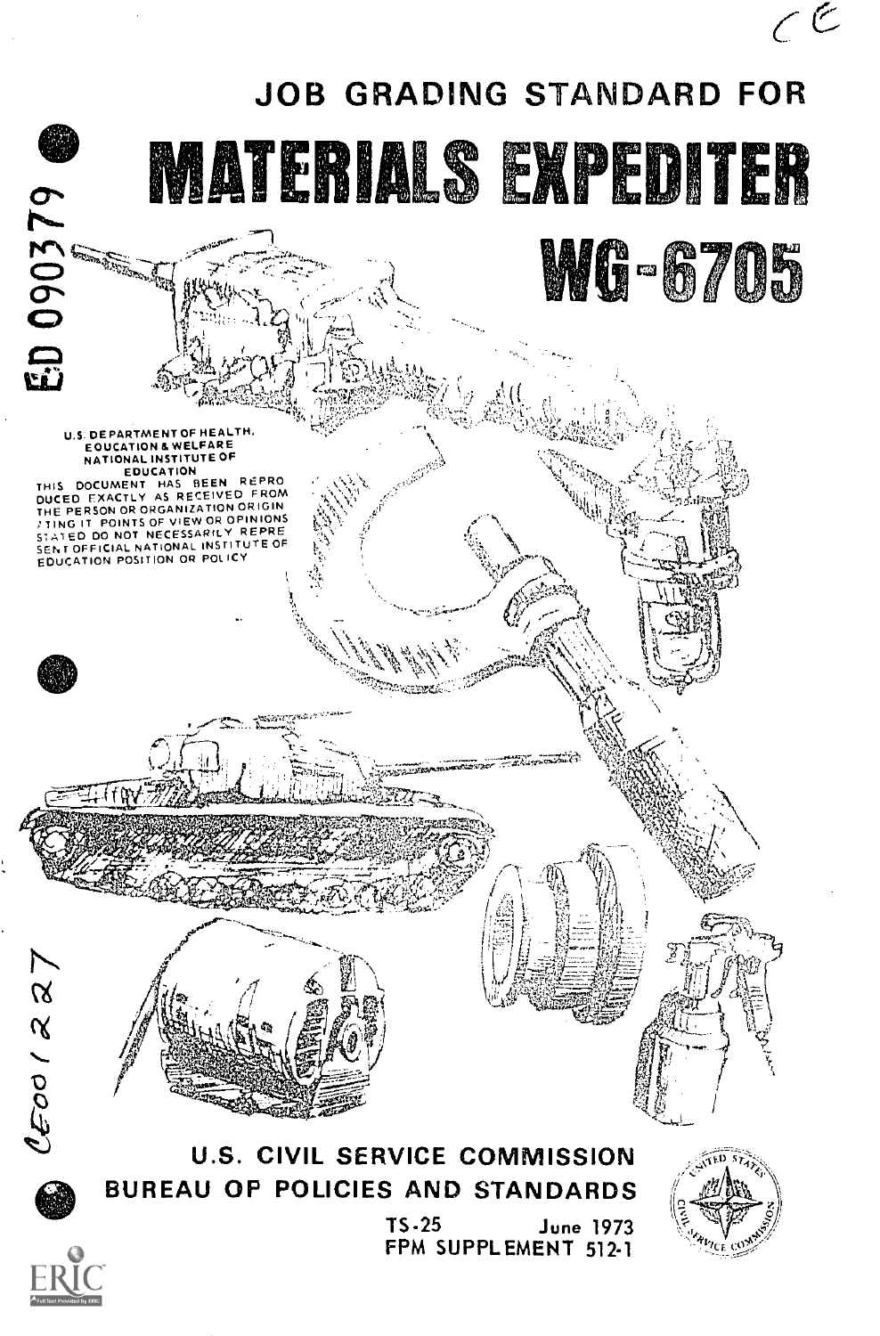CE

# JOB GRADING STANDARD FOR

# MATERIALS EXPEDITER

# WG-6705

ED 090379

U.S. DEPARTMENT OF HEALTH, EDUCATION & WELFARE
NATIONAL INSTITUTE OF EDUCATION
THIS DOCUMENT HAS BEEN REPRODUCED EXACTLY AS RECEIVED FROM THE PERSON OR ORGANIZATION ORIGINATING IT. POINTS OF VIEW OR OPINIONS STATED DO NOT NECESSARILY REPRESENT OFFICIAL NATIONAL INSTITUTE OF EDUCATION POSITION OR POLICY

CE001227

## U.S. CIVIL SERVICE COMMISSION
## BUREAU OF POLICIES AND STANDARDS

TS-25 June 1973
FPM SUPPLEMENT 512-1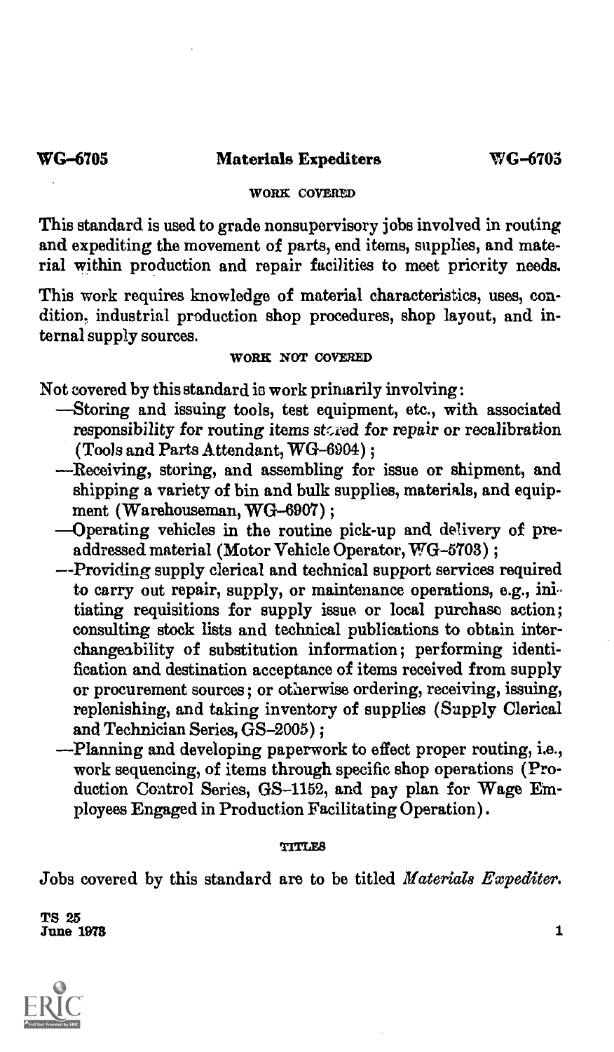# WG-6705 Materials Expediters WG-6705

## WORK COVERED

This standard is used to grade nonsupervisory jobs involved in routing and expediting the movement of parts, end items, supplies, and material within production and repair facilities to meet priority needs.

This work requires knowledge of material characteristics, uses, condition, industrial production shop procedures, shop layout, and internal supply sources.

## WORK NOT COVERED

Not covered by this standard is work primarily involving:

- —Storing and issuing tools, test equipment, etc., with associated responsibility for routing items stored for repair or recalibration (Tools and Parts Attendant, WG-6904);
- —Receiving, storing, and assembling for issue or shipment, and shipping a variety of bin and bulk supplies, materials, and equipment (Warehouseman, WG-6907);
- —Operating vehicles in the routine pick-up and delivery of pre-addressed material (Motor Vehicle Operator, WG-5703);
- —Providing supply clerical and technical support services required to carry out repair, supply, or maintenance operations, e.g., initiating requisitions for supply issue or local purchase action; consulting stock lists and technical publications to obtain interchangeability of substitution information; performing identification and destination acceptance of items received from supply or procurement sources; or otherwise ordering, receiving, issuing, replenishing, and taking inventory of supplies (Supply Clerical and Technician Series, GS-2005);
- —Planning and developing paperwork to effect proper routing, i.e., work sequencing, of items through specific shop operations (Production Control Series, GS-1152, and pay plan for Wage Employees Engaged in Production Facilitating Operation).

## TITLES

Jobs covered by this standard are to be titled *Materials Expediter*.

TS 25
June 1978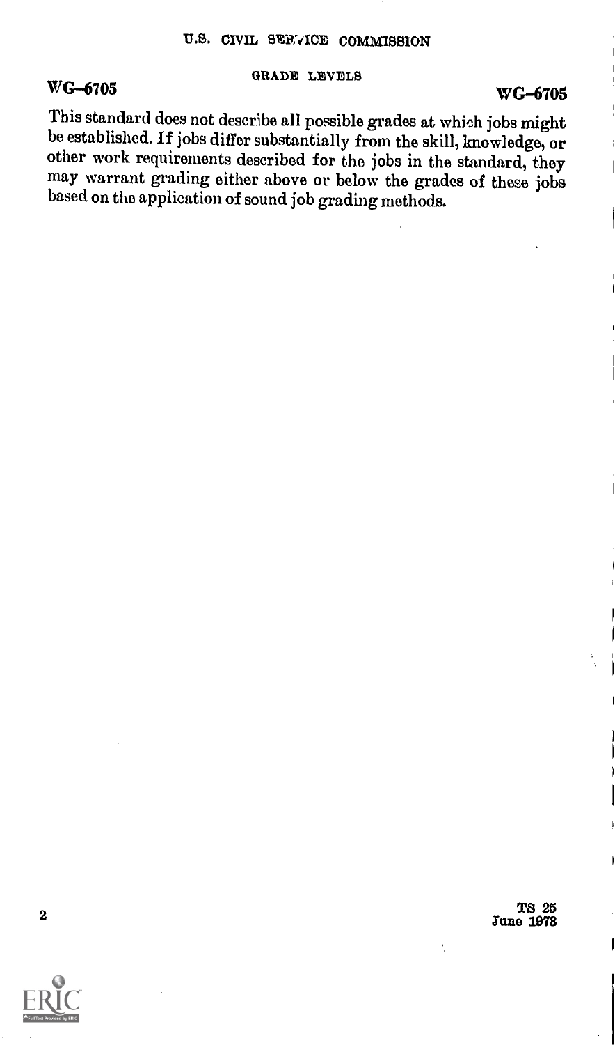## GRADE LEVELS

This standard does not describe all possible grades at which jobs might be established. If jobs differ substantially from the skill, knowledge, or other work requirements described for the jobs in the standard, they may warrant grading either above or below the grades of these jobs based on the application of sound job grading methods.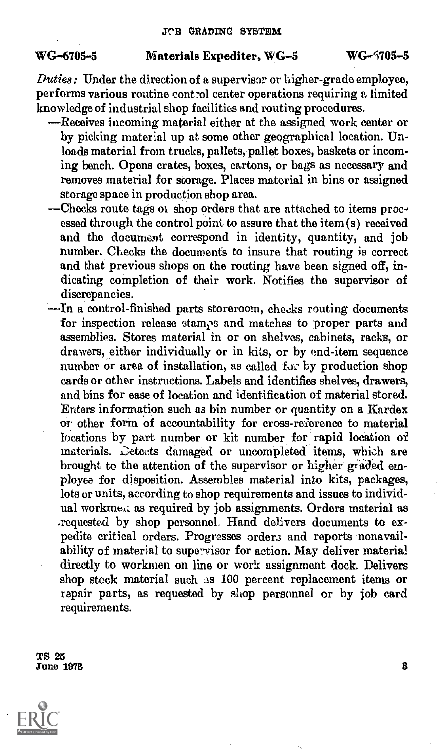## WG-6705-5 Materials Expediter, WG-5 WG-6705-5

*Duties:* Under the direction of a supervisor or higher-grade employee, performs various routine control center operations requiring a limited knowledge of industrial shop facilities and routing procedures.

- —Receives incoming material either at the assigned work center or by picking material up at some other geographical location. Unloads material from trucks, pallets, pallet boxes, baskets or incoming bench. Opens crates, boxes, cartons, or bags as necessary and removes material for storage. Places material in bins or assigned storage space in production shop area.
- —Checks route tags or shop orders that are attached to items processed through the control point to assure that the item(s) received and the document correspond in identity, quantity, and job number. Checks the documents to insure that routing is correct and that previous shops on the routing have been signed off, indicating completion of their work. Notifies the supervisor of discrepancies.
- —In a control-finished parts storeroom, checks routing documents for inspection release stamps and matches to proper parts and assemblies. Stores material in or on shelves, cabinets, racks, or drawers, either individually or in kits, or by end-item sequence number or area of installation, as called for by production shop cards or other instructions. Labels and identifies shelves, drawers, and bins for ease of location and identification of material stored. Enters information such as bin number or quantity on a Kardex or other form of accountability for cross-reference to material locations by part number or kit number for rapid location of materials. Detects damaged or uncompleted items, which are brought to the attention of the supervisor or higher graded employee for disposition. Assembles material into kits, packages, lots or units, according to shop requirements and issues to individual workmen as required by job assignments. Orders material as requested by shop personnel. Hand delivers documents to expedite critical orders. Progresses orders and reports nonavailability of material to supervisor for action. May deliver material directly to workmen on line or work assignment dock. Delivers shop stock material such as 100 percent replacement items or repair parts, as requested by shop personnel or by job card requirements.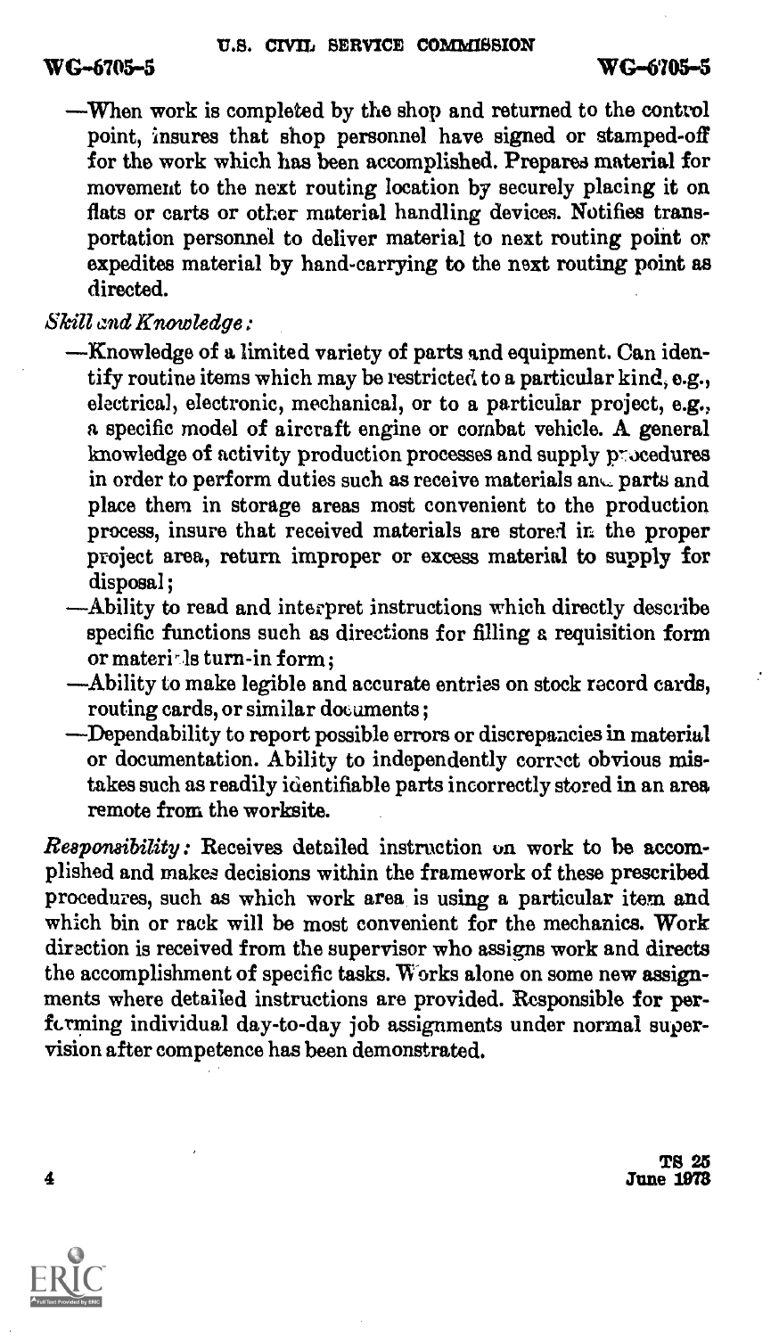—When work is completed by the shop and returned to the control point, insures that shop personnel have signed or stamped-off for the work which has been accomplished. Prepares material for movement to the next routing location by securely placing it on flats or carts or other material handling devices. Notifies transportation personnel to deliver material to next routing point or expedites material by hand-carrying to the next routing point as directed.

*Skill and Knowledge:*

—Knowledge of a limited variety of parts and equipment. Can identify routine items which may be restricted to a particular kind, e.g., electrical, electronic, mechanical, or to a particular project, e.g., a specific model of aircraft engine or combat vehicle. A general knowledge of activity production processes and supply procedures in order to perform duties such as receive materials and parts and place them in storage areas most convenient to the production process, insure that received materials are stored in the proper project area, return improper or excess material to supply for disposal;

—Ability to read and interpret instructions which directly describe specific functions such as directions for filling a requisition form or materials turn-in form;

—Ability to make legible and accurate entries on stock record cards, routing cards, or similar documents;

—Dependability to report possible errors or discrepancies in material or documentation. Ability to independently correct obvious mistakes such as readily identifiable parts incorrectly stored in an area remote from the worksite.

*Responsibility:* Receives detailed instruction on work to be accomplished and makes decisions within the framework of these prescribed procedures, such as which work area is using a particular item and which bin or rack will be most convenient for the mechanics. Work direction is received from the supervisor who assigns work and directs the accomplishment of specific tasks. Works alone on some new assignments where detailed instructions are provided. Responsible for performing individual day-to-day job assignments under normal supervision after competence has been demonstrated.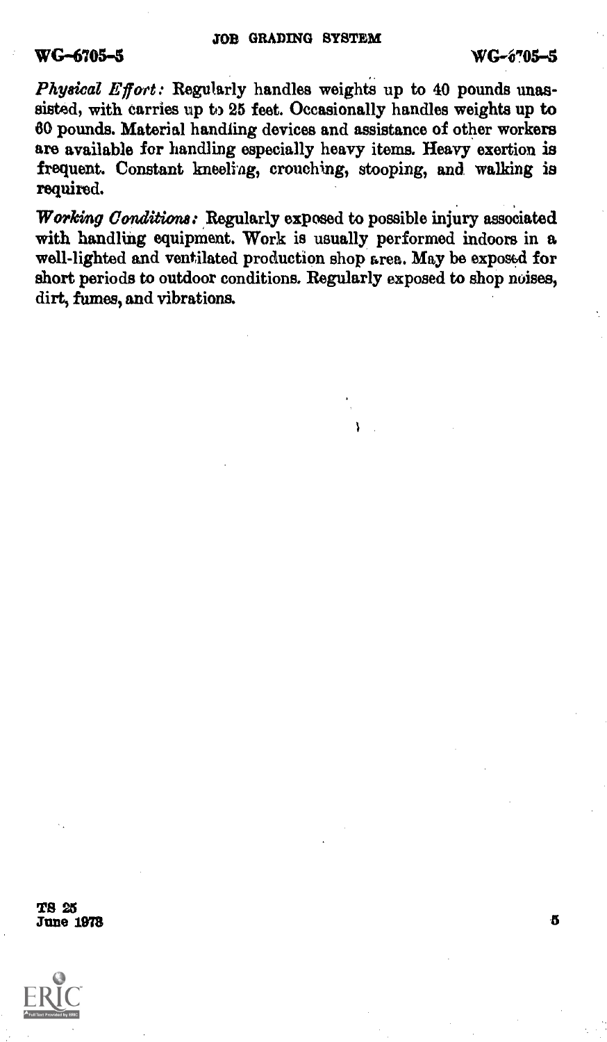*Physical Effort:* Regularly handles weights up to 40 pounds unassisted, with carries up to 25 feet. Occasionally handles weights up to 60 pounds. Material handling devices and assistance of other workers are available for handling especially heavy items. Heavy exertion is frequent. Constant kneeling, crouching, stooping, and walking is required.

*Working Conditions:* Regularly exposed to possible injury associated with handling equipment. Work is usually performed indoors in a well-lighted and ventilated production shop area. May be exposed for short periods to outdoor conditions. Regularly exposed to shop noises, dirt, fumes, and vibrations.

TS 25
June 1973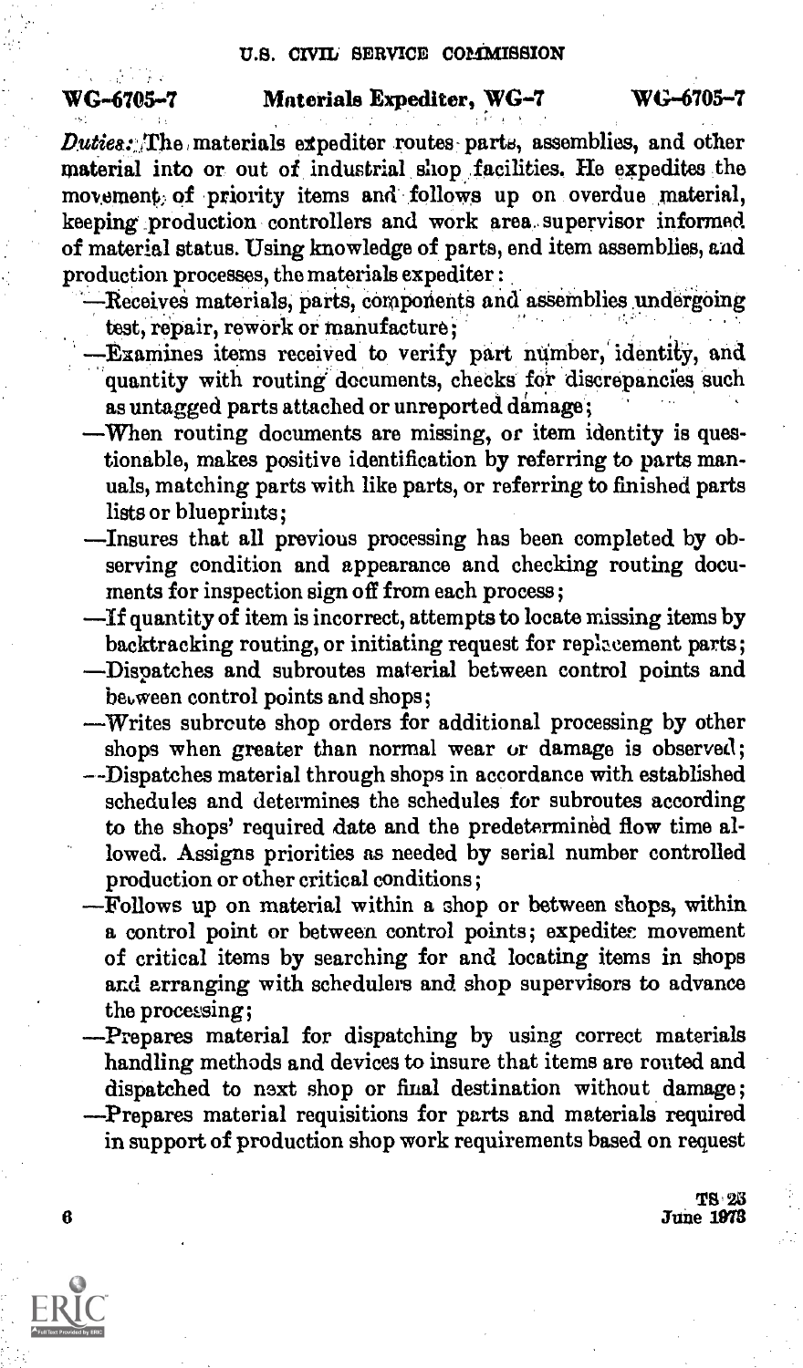## WG-6705-7 Materials Expediter, WG-7 WG-6705-7

*Duties:* The materials expediter routes parts, assemblies, and other material into or out of industrial shop facilities. He expedites the movement of priority items and follows up on overdue material, keeping production controllers and work area supervisor informed of material status. Using knowledge of parts, end item assemblies, and production processes, the materials expediter:

- —Receives materials, parts, components and assemblies undergoing test, repair, rework or manufacture;
- —Examines items received to verify part number, identity, and quantity with routing documents, checks for discrepancies such as untagged parts attached or unreported damage;
- —When routing documents are missing, or item identity is questionable, makes positive identification by referring to parts manuals, matching parts with like parts, or referring to finished parts lists or blueprints;
- —Insures that all previous processing has been completed by observing condition and appearance and checking routing documents for inspection sign off from each process;
- —If quantity of item is incorrect, attempts to locate missing items by backtracking routing, or initiating request for replacement parts;
- —Dispatches and subroutes material between control points and between control points and shops;
- —Writes subroute shop orders for additional processing by other shops when greater than normal wear or damage is observed;
- —Dispatches material through shops in accordance with established schedules and determines the schedules for subroutes according to the shops' required date and the predetermined flow time allowed. Assigns priorities as needed by serial number controlled production or other critical conditions;
- —Follows up on material within a shop or between shops, within a control point or between control points; expedites movement of critical items by searching for and locating items in shops and arranging with schedulers and shop supervisors to advance the processing;
- —Prepares material for dispatching by using correct materials handling methods and devices to insure that items are routed and dispatched to next shop or final destination without damage;
- —Prepares material requisitions for parts and materials required in support of production shop work requirements based on request

TS 23
June 1973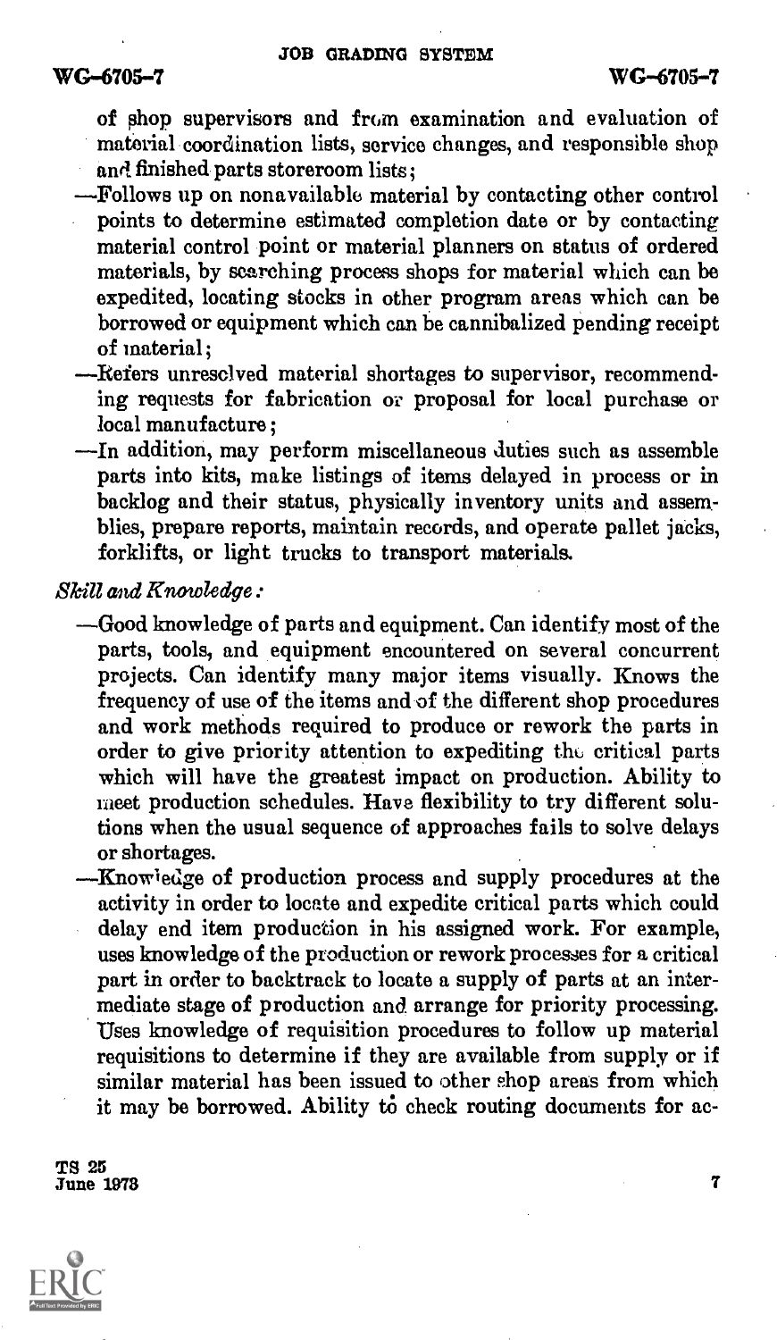of shop supervisors and from examination and evaluation of material coordination lists, service changes, and responsible shop and finished parts storeroom lists;

—Follows up on nonavailable material by contacting other control points to determine estimated completion date or by contacting material control point or material planners on status of ordered materials, by searching process shops for material which can be expedited, locating stocks in other program areas which can be borrowed or equipment which can be cannibalized pending receipt of material;

—Refers unresolved material shortages to supervisor, recommending requests for fabrication or proposal for local purchase or local manufacture;

—In addition, may perform miscellaneous duties such as assemble parts into kits, make listings of items delayed in process or in backlog and their status, physically inventory units and assemblies, prepare reports, maintain records, and operate pallet jacks, forklifts, or light trucks to transport materials.

*Skill and Knowledge:*

—Good knowledge of parts and equipment. Can identify most of the parts, tools, and equipment encountered on several concurrent projects. Can identify many major items visually. Knows the frequency of use of the items and of the different shop procedures and work methods required to produce or rework the parts in order to give priority attention to expediting the critical parts which will have the greatest impact on production. Ability to meet production schedules. Have flexibility to try different solutions when the usual sequence of approaches fails to solve delays or shortages.

—Knowledge of production process and supply procedures at the activity in order to locate and expedite critical parts which could delay end item production in his assigned work. For example, uses knowledge of the production or rework processes for a critical part in order to backtrack to locate a supply of parts at an intermediate stage of production and arrange for priority processing. Uses knowledge of requisition procedures to follow up material requisitions to determine if they are available from supply or if similar material has been issued to other shop areas from which it may be borrowed. Ability to check routing documents for ac-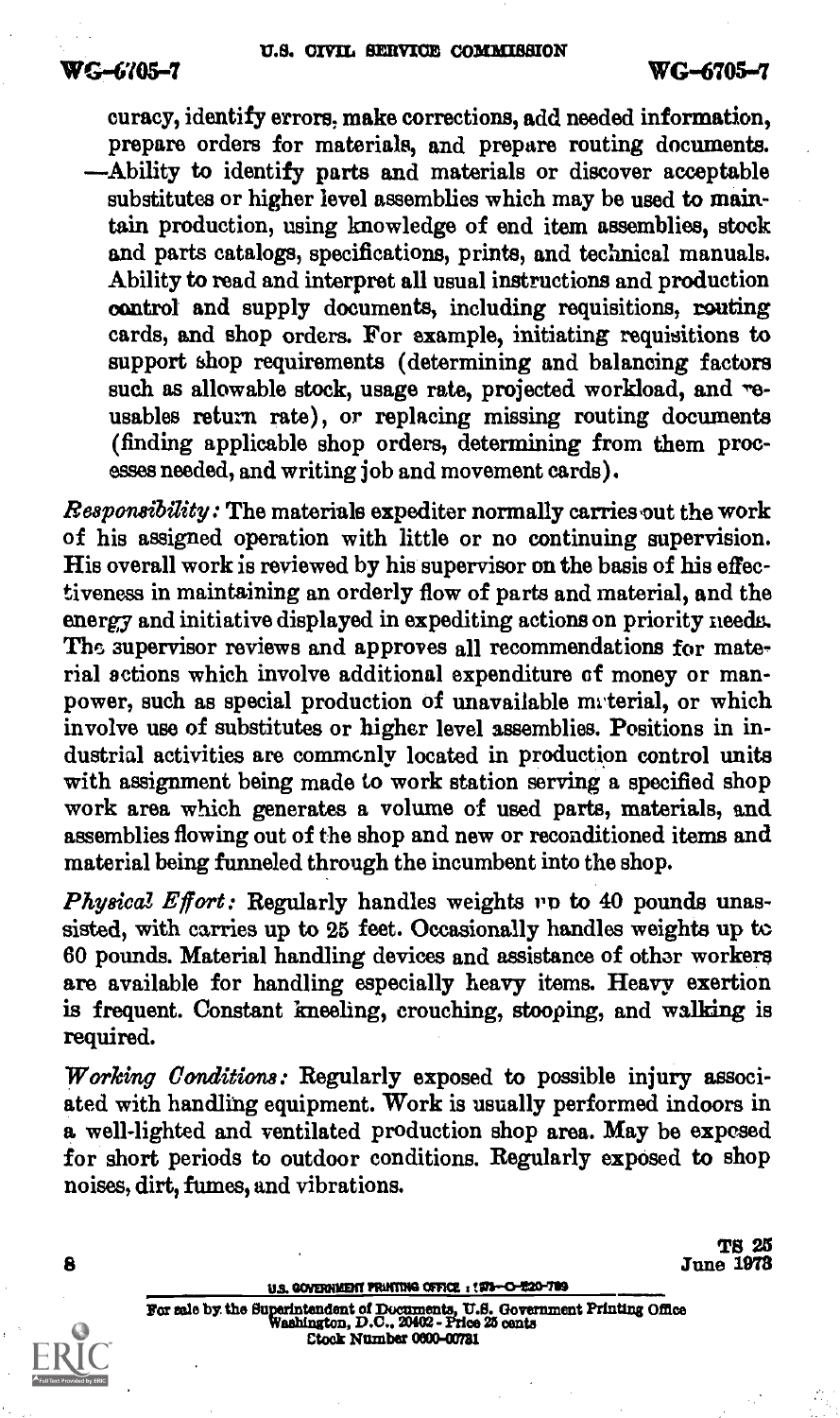curacy, identify errors, make corrections, add needed information, prepare orders for materials, and prepare routing documents.

—Ability to identify parts and materials or discover acceptable substitutes or higher level assemblies which may be used to maintain production, using knowledge of end item assemblies, stock and parts catalogs, specifications, prints, and technical manuals. Ability to read and interpret all usual instructions and production control and supply documents, including requisitions, routing cards, and shop orders. For example, initiating requisitions to support shop requirements (determining and balancing factors such as allowable stock, usage rate, projected workload, and reusables return rate), or replacing missing routing documents (finding applicable shop orders, determining from them processes needed, and writing job and movement cards).

*Responsibility:* The materials expediter normally carries out the work of his assigned operation with little or no continuing supervision. His overall work is reviewed by his supervisor on the basis of his effectiveness in maintaining an orderly flow of parts and material, and the energy and initiative displayed in expediting actions on priority needs. The supervisor reviews and approves all recommendations for material actions which involve additional expenditure of money or manpower, such as special production of unavailable material, or which involve use of substitutes or higher level assemblies. Positions in industrial activities are commonly located in production control units with assignment being made to work station serving a specified shop work area which generates a volume of used parts, materials, and assemblies flowing out of the shop and new or reconditioned items and material being funneled through the incumbent into the shop.

*Physical Effort:* Regularly handles weights up to 40 pounds unassisted, with carries up to 25 feet. Occasionally handles weights up to 60 pounds. Material handling devices and assistance of other workers are available for handling especially heavy items. Heavy exertion is frequent. Constant kneeling, crouching, stooping, and walking is required.

*Working Conditions:* Regularly exposed to possible injury associated with handling equipment. Work is usually performed indoors in a well-lighted and ventilated production shop area. May be exposed for short periods to outdoor conditions. Regularly exposed to shop noises, dirt, fumes, and vibrations.

TS 25
June 1973

U.S. GOVERNMENT PRINTING OFFICE : 1973—O—520-789

For sale by the Superintendent of Documents, U.S. Government Printing Office
Washington, D.C., 20402 - Price 25 cents
Stock Number 0600-00781